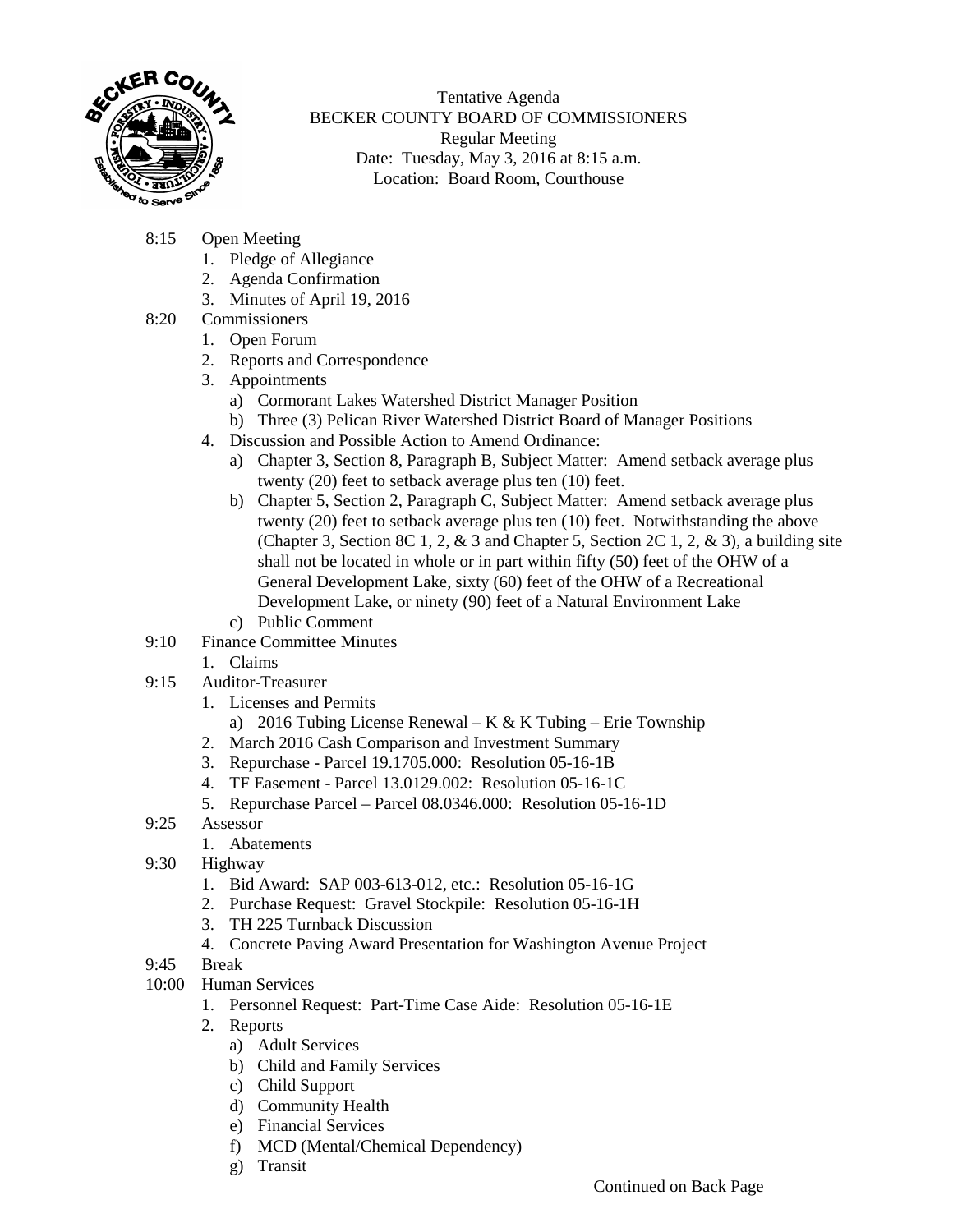Tentative Agenda
BECKER COUNTY BOARD OF COMMISSIONERS
Regular Meeting
Date: Tuesday, May 3, 2016 at 8:15 a.m.
Location: Board Room, Courthouse

8:15 Open Meeting
1. Pledge of Allegiance
2. Agenda Confirmation
3. Minutes of April 19, 2016

8:20 Commissioners
1. Open Forum
2. Reports and Correspondence
3. Appointments
   a) Cormorant Lakes Watershed District Manager Position
   b) Three (3) Pelican River Watershed District Board of Manager Positions
4. Discussion and Possible Action to Amend Ordinance:
   a) Chapter 3, Section 8, Paragraph B, Subject Matter: Amend setback average plus twenty (20) feet to setback average plus ten (10) feet.
   b) Chapter 5, Section 2, Paragraph C, Subject Matter: Amend setback average plus twenty (20) feet to setback average plus ten (10) feet. Notwithstanding the above (Chapter 3, Section 8C 1, 2, & 3 and Chapter 5, Section 2C 1, 2, & 3), a building site shall not be located in whole or in part within fifty (50) feet of the OHW of a General Development Lake, sixty (60) feet of the OHW of a Recreational Development Lake, or ninety (90) feet of a Natural Environment Lake
   c) Public Comment

9:10 Finance Committee Minutes
1. Claims

9:15 Auditor-Treasurer
1. Licenses and Permits
   a) 2016 Tubing License Renewal – K & K Tubing – Erie Township
2. March 2016 Cash Comparison and Investment Summary
3. Repurchase - Parcel 19.1705.000: Resolution 05-16-1B
4. TF Easement - Parcel 13.0129.002: Resolution 05-16-1C
5. Repurchase Parcel – Parcel 08.0346.000: Resolution 05-16-1D

9:25 Assessor
1. Abatements

9:30 Highway
1. Bid Award: SAP 003-613-012, etc.: Resolution 05-16-1G
2. Purchase Request: Gravel Stockpile: Resolution 05-16-1H
3. TH 225 Turnback Discussion
4. Concrete Paving Award Presentation for Washington Avenue Project

9:45 Break

10:00 Human Services
1. Personnel Request: Part-Time Case Aide: Resolution 05-16-1E
2. Reports
   a) Adult Services
   b) Child and Family Services
   c) Child Support
   d) Community Health
   e) Financial Services
   f) MCD (Mental/Chemical Dependency)
   g) Transit

Continued on Back Page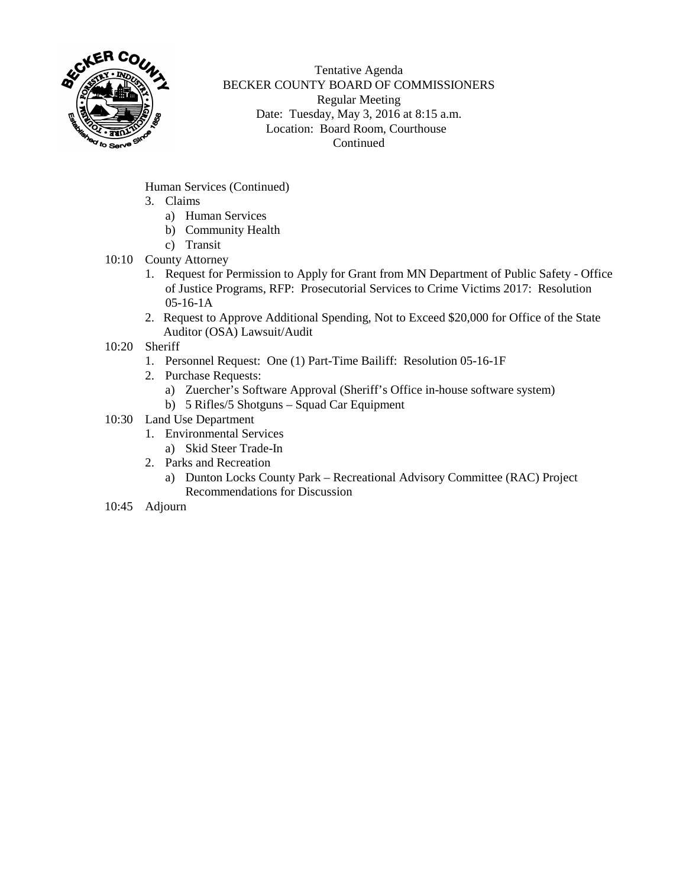Tentative Agenda
BECKER COUNTY BOARD OF COMMISSIONERS
Regular Meeting
Date: Tuesday, May 3, 2016 at 8:15 a.m.
Location: Board Room, Courthouse
Continued

Human Services (Continued)

3. Claims
   a) Human Services
   b) Community Health
   c) Transit

10:10 County Attorney

1. Request for Permission to Apply for Grant from MN Department of Public Safety - Office of Justice Programs, RFP: Prosecutorial Services to Crime Victims 2017: Resolution 05-16-1A
2. Request to Approve Additional Spending, Not to Exceed $20,000 for Office of the State Auditor (OSA) Lawsuit/Audit

10:20 Sheriff

1. Personnel Request: One (1) Part-Time Bailiff: Resolution 05-16-1F
2. Purchase Requests:
   a) Zuercher's Software Approval (Sheriff's Office in-house software system)
   b) 5 Rifles/5 Shotguns – Squad Car Equipment

10:30 Land Use Department

1. Environmental Services
   a) Skid Steer Trade-In
2. Parks and Recreation
   a) Dunton Locks County Park – Recreational Advisory Committee (RAC) Project Recommendations for Discussion

10:45 Adjourn